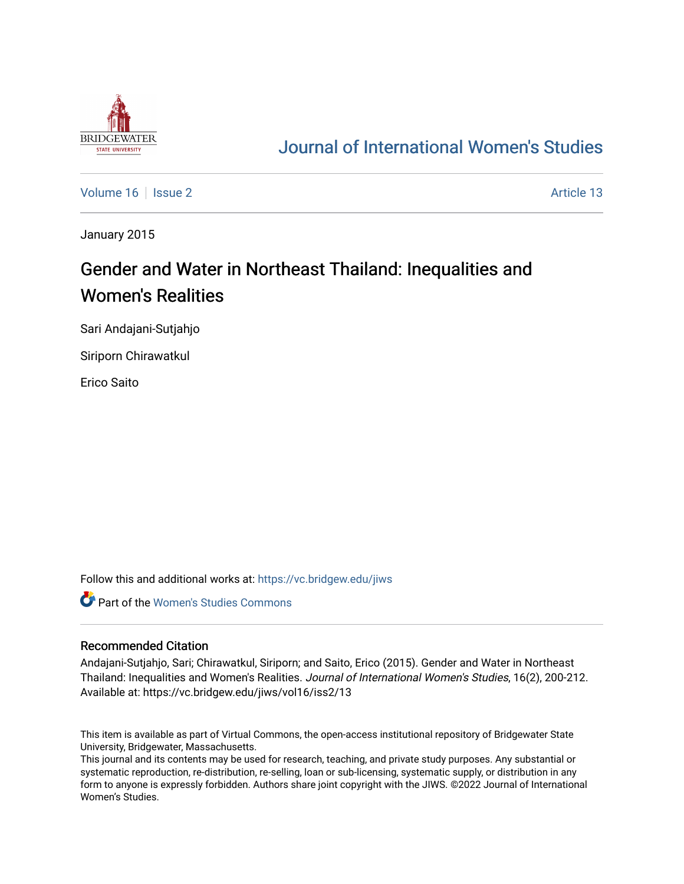# Journal of International Women's Studies

Volume 16 | Issue 2 | Article 13

January 2015

# Gender and Water in Northeast Thailand: Inequalities and Women's Realities

Sari Andajani-Sutjahjo

Siriporn Chirawatkul

Erico Saito

Follow this and additional works at: https://vc.bridgew.edu/jiws

Part of the Women's Studies Commons

## Recommended Citation

Andajani-Sutjahjo, Sari; Chirawatkul, Siriporn; and Saito, Erico (2015). Gender and Water in Northeast Thailand: Inequalities and Women's Realities. *Journal of International Women's Studies*, 16(2), 200-212.
Available at: https://vc.bridgew.edu/jiws/vol16/iss2/13

This item is available as part of Virtual Commons, the open-access institutional repository of Bridgewater State University, Bridgewater, Massachusetts.
This journal and its contents may be used for research, teaching, and private study purposes. Any substantial or systematic reproduction, re-distribution, re-selling, loan or sub-licensing, systematic supply, or distribution in any form to anyone is expressly forbidden. Authors share joint copyright with the JIWS. ©2022 Journal of International Women's Studies.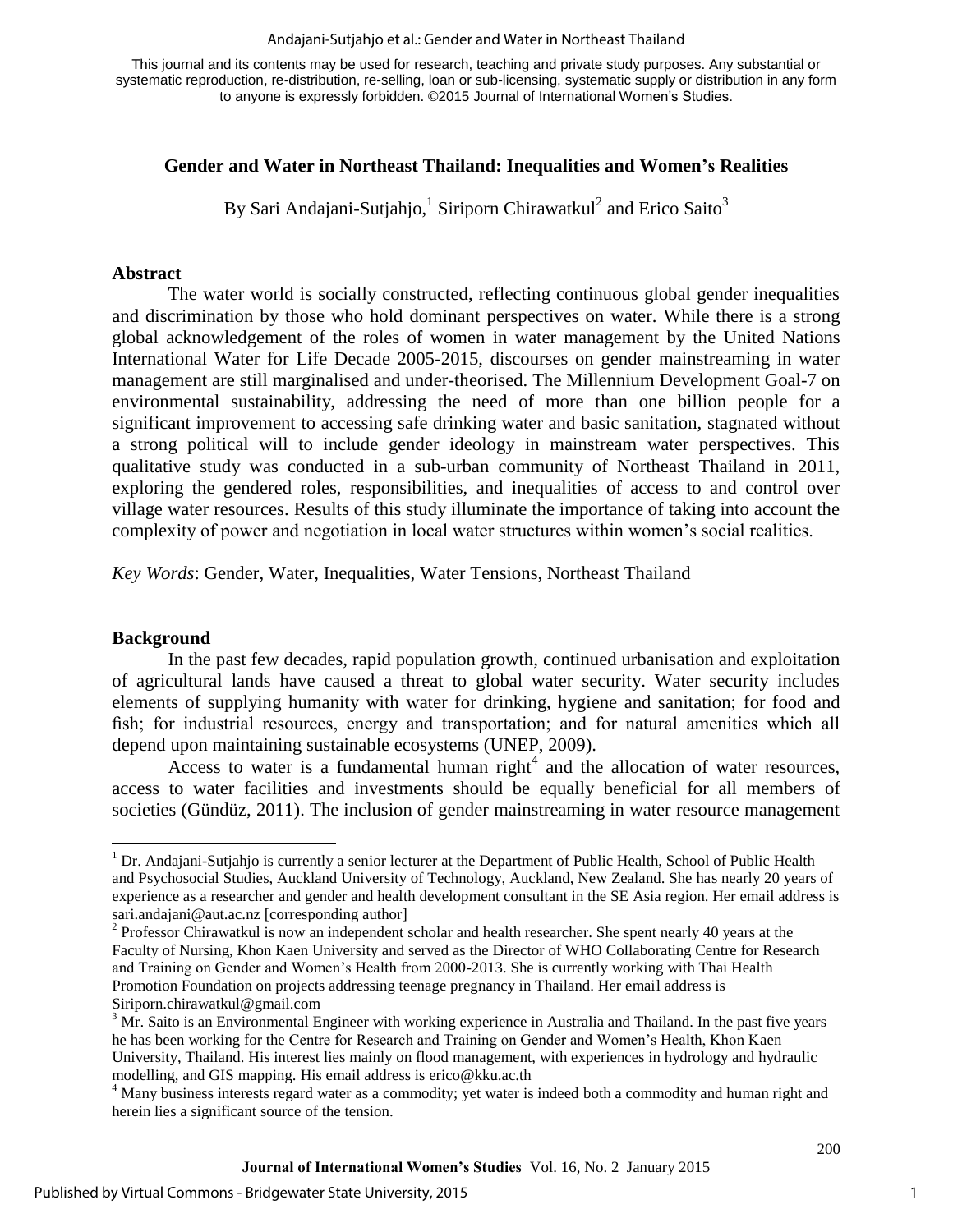This journal and its contents may be used for research, teaching and private study purposes. Any substantial or systematic reproduction, re-distribution, re-selling, loan or sub-licensing, systematic supply or distribution in any form to anyone is expressly forbidden. ©2015 Journal of International Women's Studies.

# Gender and Water in Northeast Thailand: Inequalities and Women's Realities

By Sari Andajani-Sutjahjo,[1] Siriporn Chirawatkul[2] and Erico Saito[3]

## Abstract

The water world is socially constructed, reflecting continuous global gender inequalities and discrimination by those who hold dominant perspectives on water. While there is a strong global acknowledgement of the roles of women in water management by the United Nations International Water for Life Decade 2005-2015, discourses on gender mainstreaming in water management are still marginalised and under-theorised. The Millennium Development Goal-7 on environmental sustainability, addressing the need of more than one billion people for a significant improvement to accessing safe drinking water and basic sanitation, stagnated without a strong political will to include gender ideology in mainstream water perspectives. This qualitative study was conducted in a sub-urban community of Northeast Thailand in 2011, exploring the gendered roles, responsibilities, and inequalities of access to and control over village water resources. Results of this study illuminate the importance of taking into account the complexity of power and negotiation in local water structures within women's social realities.

*Key Words*: Gender, Water, Inequalities, Water Tensions, Northeast Thailand

## Background

In the past few decades, rapid population growth, continued urbanisation and exploitation of agricultural lands have caused a threat to global water security. Water security includes elements of supplying humanity with water for drinking, hygiene and sanitation; for food and fish; for industrial resources, energy and transportation; and for natural amenities which all depend upon maintaining sustainable ecosystems (UNEP, 2009).

Access to water is a fundamental human right[4] and the allocation of water resources, access to water facilities and investments should be equally beneficial for all members of societies (Gündüz, 2011). The inclusion of gender mainstreaming in water resource management

---

[1] Dr. Andajani-Sutjahjo is currently a senior lecturer at the Department of Public Health, School of Public Health and Psychosocial Studies, Auckland University of Technology, Auckland, New Zealand. She has nearly 20 years of experience as a researcher and gender and health development consultant in the SE Asia region. Her email address is sari.andajani@aut.ac.nz [corresponding author]

[2] Professor Chirawatkul is now an independent scholar and health researcher. She spent nearly 40 years at the Faculty of Nursing, Khon Kaen University and served as the Director of WHO Collaborating Centre for Research and Training on Gender and Women's Health from 2000-2013. She is currently working with Thai Health Promotion Foundation on projects addressing teenage pregnancy in Thailand. Her email address is Siriporn.chirawatkul@gmail.com

[3] Mr. Saito is an Environmental Engineer with working experience in Australia and Thailand. In the past five years he has been working for the Centre for Research and Training on Gender and Women's Health, Khon Kaen University, Thailand. His interest lies mainly on flood management, with experiences in hydrology and hydraulic modelling, and GIS mapping. His email address is erico@kku.ac.th

[4] Many business interests regard water as a commodity; yet water is indeed both a commodity and human right and herein lies a significant source of the tension.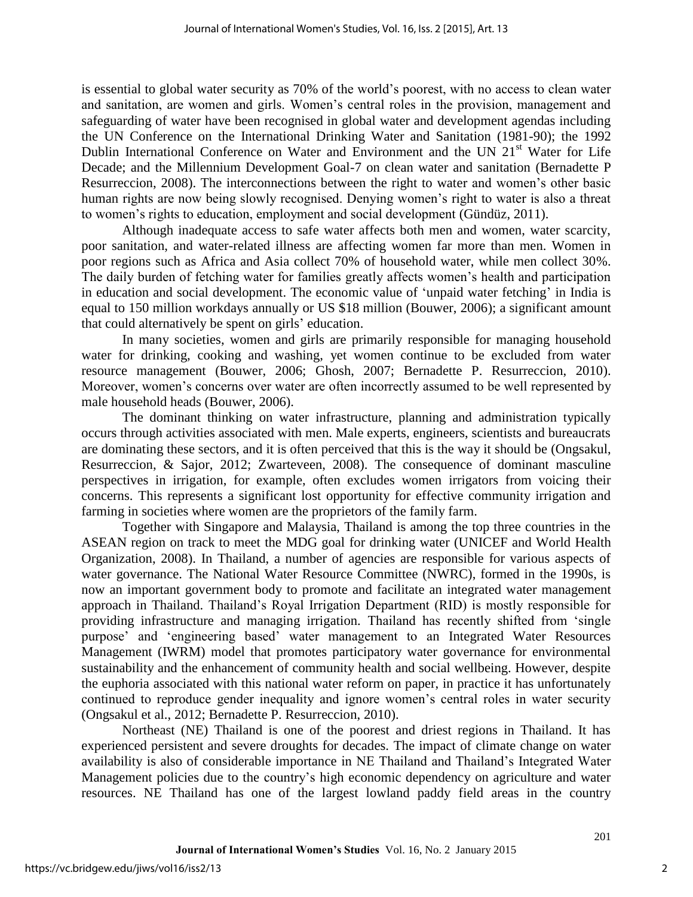is essential to global water security as 70% of the world's poorest, with no access to clean water and sanitation, are women and girls. Women's central roles in the provision, management and safeguarding of water have been recognised in global water and development agendas including the UN Conference on the International Drinking Water and Sanitation (1981-90); the 1992 Dublin International Conference on Water and Environment and the UN 21st Water for Life Decade; and the Millennium Development Goal-7 on clean water and sanitation (Bernadette P Resurreccion, 2008). The interconnections between the right to water and women's other basic human rights are now being slowly recognised. Denying women's right to water is also a threat to women's rights to education, employment and social development (Gündüz, 2011).

Although inadequate access to safe water affects both men and women, water scarcity, poor sanitation, and water-related illness are affecting women far more than men. Women in poor regions such as Africa and Asia collect 70% of household water, while men collect 30%. The daily burden of fetching water for families greatly affects women's health and participation in education and social development. The economic value of 'unpaid water fetching' in India is equal to 150 million workdays annually or US $18 million (Bouwer, 2006); a significant amount that could alternatively be spent on girls' education.

In many societies, women and girls are primarily responsible for managing household water for drinking, cooking and washing, yet women continue to be excluded from water resource management (Bouwer, 2006; Ghosh, 2007; Bernadette P. Resurreccion, 2010). Moreover, women's concerns over water are often incorrectly assumed to be well represented by male household heads (Bouwer, 2006).

The dominant thinking on water infrastructure, planning and administration typically occurs through activities associated with men. Male experts, engineers, scientists and bureaucrats are dominating these sectors, and it is often perceived that this is the way it should be (Ongsakul, Resurreccion, & Sajor, 2012; Zwarteveen, 2008). The consequence of dominant masculine perspectives in irrigation, for example, often excludes women irrigators from voicing their concerns. This represents a significant lost opportunity for effective community irrigation and farming in societies where women are the proprietors of the family farm.

Together with Singapore and Malaysia, Thailand is among the top three countries in the ASEAN region on track to meet the MDG goal for drinking water (UNICEF and World Health Organization, 2008). In Thailand, a number of agencies are responsible for various aspects of water governance. The National Water Resource Committee (NWRC), formed in the 1990s, is now an important government body to promote and facilitate an integrated water management approach in Thailand. Thailand's Royal Irrigation Department (RID) is mostly responsible for providing infrastructure and managing irrigation. Thailand has recently shifted from 'single purpose' and 'engineering based' water management to an Integrated Water Resources Management (IWRM) model that promotes participatory water governance for environmental sustainability and the enhancement of community health and social wellbeing. However, despite the euphoria associated with this national water reform on paper, in practice it has unfortunately continued to reproduce gender inequality and ignore women's central roles in water security (Ongsakul et al., 2012; Bernadette P. Resurreccion, 2010).

Northeast (NE) Thailand is one of the poorest and driest regions in Thailand. It has experienced persistent and severe droughts for decades. The impact of climate change on water availability is also of considerable importance in NE Thailand and Thailand's Integrated Water Management policies due to the country's high economic dependency on agriculture and water resources. NE Thailand has one of the largest lowland paddy field areas in the country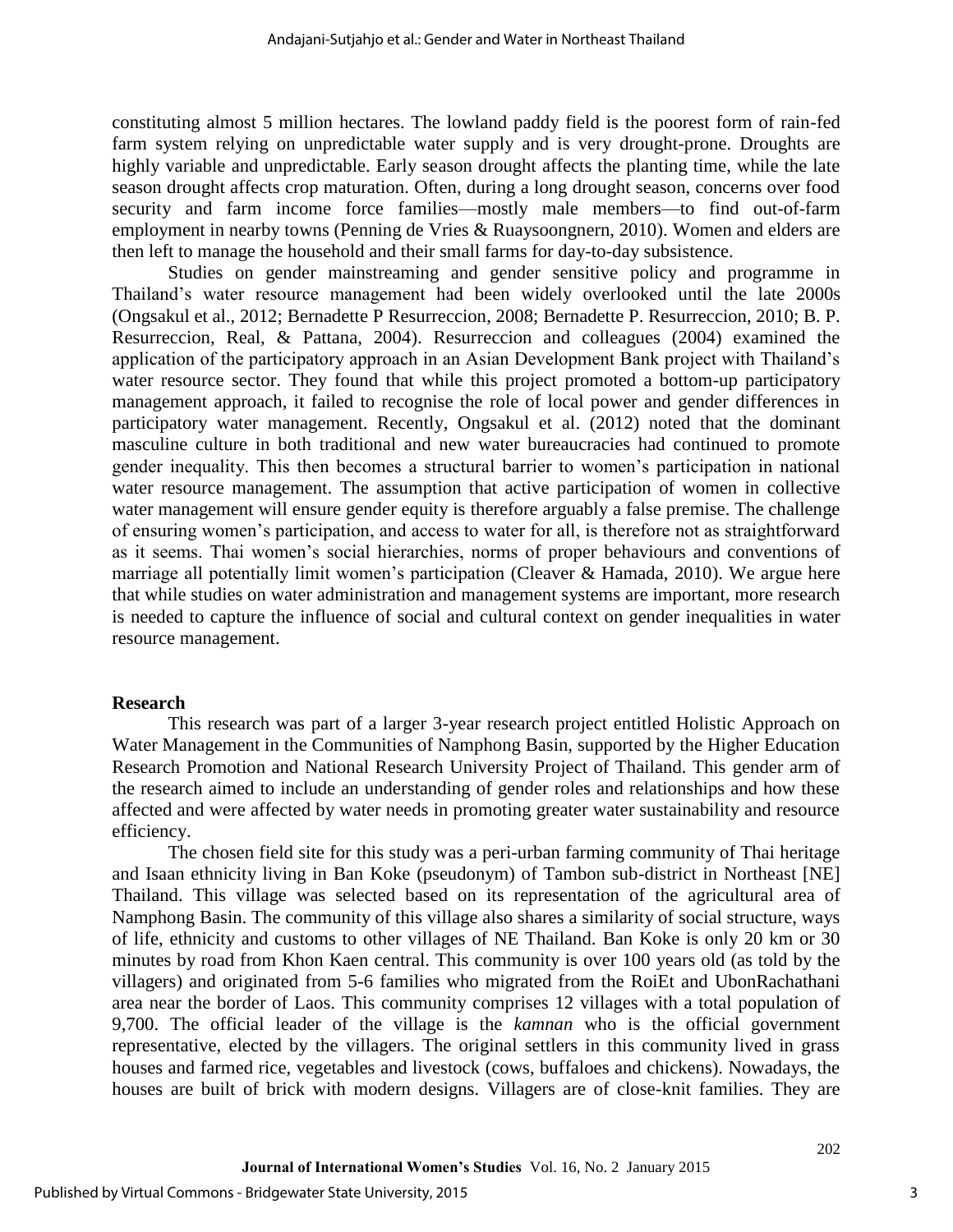constituting almost 5 million hectares. The lowland paddy field is the poorest form of rain-fed farm system relying on unpredictable water supply and is very drought-prone. Droughts are highly variable and unpredictable. Early season drought affects the planting time, while the late season drought affects crop maturation. Often, during a long drought season, concerns over food security and farm income force families—mostly male members—to find out-of-farm employment in nearby towns (Penning de Vries & Ruaysoongnern, 2010). Women and elders are then left to manage the household and their small farms for day-to-day subsistence.

Studies on gender mainstreaming and gender sensitive policy and programme in Thailand's water resource management had been widely overlooked until the late 2000s (Ongsakul et al., 2012; Bernadette P Resurreccion, 2008; Bernadette P. Resurreccion, 2010; B. P. Resurreccion, Real, & Pattana, 2004). Resurreccion and colleagues (2004) examined the application of the participatory approach in an Asian Development Bank project with Thailand's water resource sector. They found that while this project promoted a bottom-up participatory management approach, it failed to recognise the role of local power and gender differences in participatory water management. Recently, Ongsakul et al. (2012) noted that the dominant masculine culture in both traditional and new water bureaucracies had continued to promote gender inequality. This then becomes a structural barrier to women's participation in national water resource management. The assumption that active participation of women in collective water management will ensure gender equity is therefore arguably a false premise. The challenge of ensuring women's participation, and access to water for all, is therefore not as straightforward as it seems. Thai women's social hierarchies, norms of proper behaviours and conventions of marriage all potentially limit women's participation (Cleaver & Hamada, 2010). We argue here that while studies on water administration and management systems are important, more research is needed to capture the influence of social and cultural context on gender inequalities in water resource management.

## Research

This research was part of a larger 3-year research project entitled Holistic Approach on Water Management in the Communities of Namphong Basin, supported by the Higher Education Research Promotion and National Research University Project of Thailand. This gender arm of the research aimed to include an understanding of gender roles and relationships and how these affected and were affected by water needs in promoting greater water sustainability and resource efficiency.

The chosen field site for this study was a peri-urban farming community of Thai heritage and Isaan ethnicity living in Ban Koke (pseudonym) of Tambon sub-district in Northeast [NE] Thailand. This village was selected based on its representation of the agricultural area of Namphong Basin. The community of this village also shares a similarity of social structure, ways of life, ethnicity and customs to other villages of NE Thailand. Ban Koke is only 20 km or 30 minutes by road from Khon Kaen central. This community is over 100 years old (as told by the villagers) and originated from 5-6 families who migrated from the RoiEt and UbonRachathani area near the border of Laos. This community comprises 12 villages with a total population of 9,700. The official leader of the village is the *kamnan* who is the official government representative, elected by the villagers. The original settlers in this community lived in grass houses and farmed rice, vegetables and livestock (cows, buffaloes and chickens). Nowadays, the houses are built of brick with modern designs. Villagers are of close-knit families. They are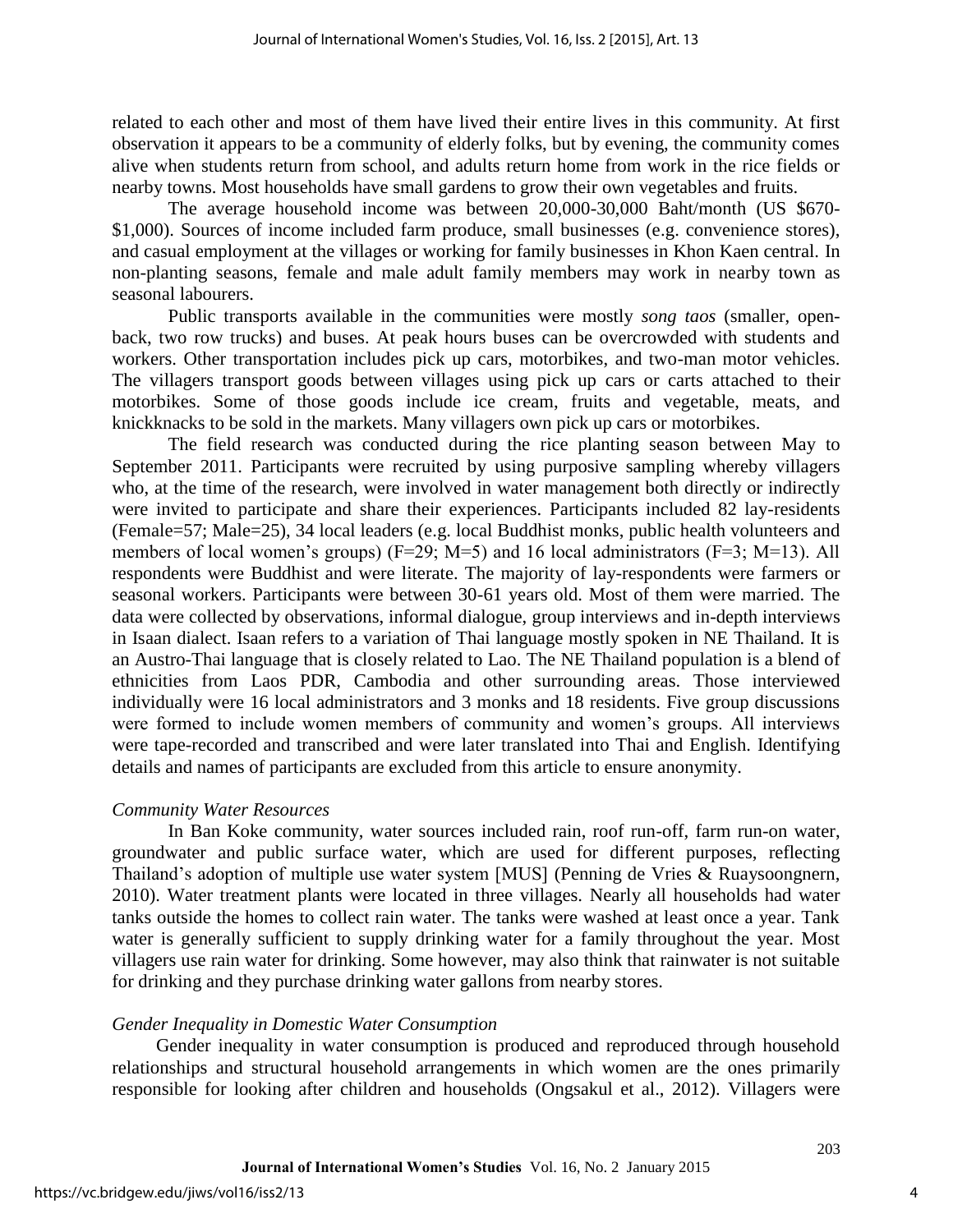related to each other and most of them have lived their entire lives in this community. At first observation it appears to be a community of elderly folks, but by evening, the community comes alive when students return from school, and adults return home from work in the rice fields or nearby towns. Most households have small gardens to grow their own vegetables and fruits.

The average household income was between 20,000-30,000 Baht/month (US $670-$1,000). Sources of income included farm produce, small businesses (e.g. convenience stores), and casual employment at the villages or working for family businesses in Khon Kaen central. In non-planting seasons, female and male adult family members may work in nearby town as seasonal labourers.

Public transports available in the communities were mostly *song taos* (smaller, open-back, two row trucks) and buses. At peak hours buses can be overcrowded with students and workers. Other transportation includes pick up cars, motorbikes, and two-man motor vehicles. The villagers transport goods between villages using pick up cars or carts attached to their motorbikes. Some of those goods include ice cream, fruits and vegetable, meats, and knickknacks to be sold in the markets. Many villagers own pick up cars or motorbikes.

The field research was conducted during the rice planting season between May to September 2011. Participants were recruited by using purposive sampling whereby villagers who, at the time of the research, were involved in water management both directly or indirectly were invited to participate and share their experiences. Participants included 82 lay-residents (Female=57; Male=25), 34 local leaders (e.g. local Buddhist monks, public health volunteers and members of local women's groups) (F=29; M=5) and 16 local administrators (F=3; M=13). All respondents were Buddhist and were literate. The majority of lay-respondents were farmers or seasonal workers. Participants were between 30-61 years old. Most of them were married. The data were collected by observations, informal dialogue, group interviews and in-depth interviews in Isaan dialect. Isaan refers to a variation of Thai language mostly spoken in NE Thailand. It is an Austro-Thai language that is closely related to Lao. The NE Thailand population is a blend of ethnicities from Laos PDR, Cambodia and other surrounding areas. Those interviewed individually were 16 local administrators and 3 monks and 18 residents. Five group discussions were formed to include women members of community and women's groups. All interviews were tape-recorded and transcribed and were later translated into Thai and English. Identifying details and names of participants are excluded from this article to ensure anonymity.

### *Community Water Resources*

In Ban Koke community, water sources included rain, roof run-off, farm run-on water, groundwater and public surface water, which are used for different purposes, reflecting Thailand's adoption of multiple use water system [MUS] (Penning de Vries & Ruaysoongnern, 2010). Water treatment plants were located in three villages. Nearly all households had water tanks outside the homes to collect rain water. The tanks were washed at least once a year. Tank water is generally sufficient to supply drinking water for a family throughout the year. Most villagers use rain water for drinking. Some however, may also think that rainwater is not suitable for drinking and they purchase drinking water gallons from nearby stores.

### *Gender Inequality in Domestic Water Consumption*

Gender inequality in water consumption is produced and reproduced through household relationships and structural household arrangements in which women are the ones primarily responsible for looking after children and households (Ongsakul et al., 2012). Villagers were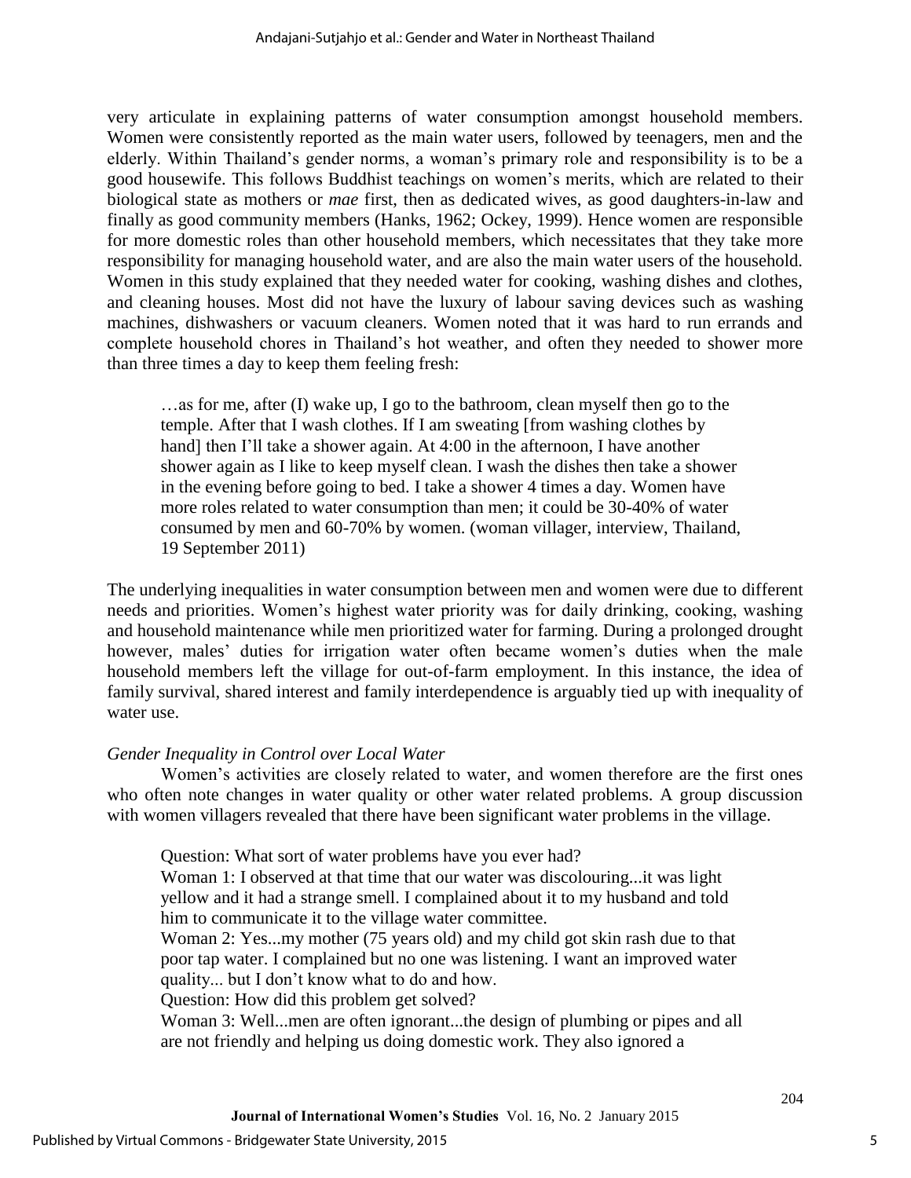very articulate in explaining patterns of water consumption amongst household members. Women were consistently reported as the main water users, followed by teenagers, men and the elderly. Within Thailand's gender norms, a woman's primary role and responsibility is to be a good housewife. This follows Buddhist teachings on women's merits, which are related to their biological state as mothers or *mae* first, then as dedicated wives, as good daughters-in-law and finally as good community members (Hanks, 1962; Ockey, 1999). Hence women are responsible for more domestic roles than other household members, which necessitates that they take more responsibility for managing household water, and are also the main water users of the household. Women in this study explained that they needed water for cooking, washing dishes and clothes, and cleaning houses. Most did not have the luxury of labour saving devices such as washing machines, dishwashers or vacuum cleaners. Women noted that it was hard to run errands and complete household chores in Thailand's hot weather, and often they needed to shower more than three times a day to keep them feeling fresh:

> …as for me, after (I) wake up, I go to the bathroom, clean myself then go to the temple. After that I wash clothes. If I am sweating [from washing clothes by hand] then I'll take a shower again. At 4:00 in the afternoon, I have another shower again as I like to keep myself clean. I wash the dishes then take a shower in the evening before going to bed. I take a shower 4 times a day. Women have more roles related to water consumption than men; it could be 30-40% of water consumed by men and 60-70% by women. (woman villager, interview, Thailand, 19 September 2011)

The underlying inequalities in water consumption between men and women were due to different needs and priorities. Women's highest water priority was for daily drinking, cooking, washing and household maintenance while men prioritized water for farming. During a prolonged drought however, males' duties for irrigation water often became women's duties when the male household members left the village for out-of-farm employment. In this instance, the idea of family survival, shared interest and family interdependence is arguably tied up with inequality of water use.

### *Gender Inequality in Control over Local Water*

Women's activities are closely related to water, and women therefore are the first ones who often note changes in water quality or other water related problems. A group discussion with women villagers revealed that there have been significant water problems in the village.

> Question: What sort of water problems have you ever had?
> Woman 1: I observed at that time that our water was discolouring...it was light yellow and it had a strange smell. I complained about it to my husband and told him to communicate it to the village water committee.
> Woman 2: Yes...my mother (75 years old) and my child got skin rash due to that poor tap water. I complained but no one was listening. I want an improved water quality... but I don't know what to do and how.
> Question: How did this problem get solved?
> Woman 3: Well...men are often ignorant...the design of plumbing or pipes and all are not friendly and helping us doing domestic work. They also ignored a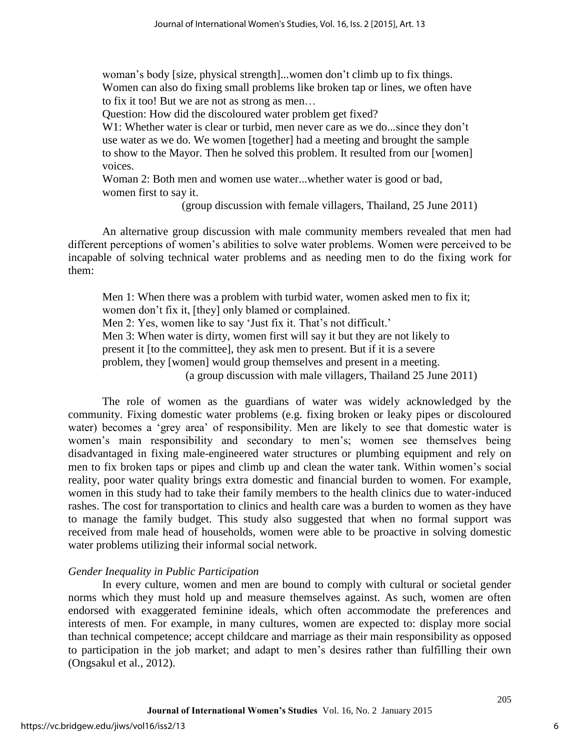> woman's body [size, physical strength]...women don't climb up to fix things. Women can also do fixing small problems like broken tap or lines, we often have to fix it too! But we are not as strong as men…
>
> Question: How did the discoloured water problem get fixed?
>
> W1: Whether water is clear or turbid, men never care as we do...since they don't use water as we do. We women [together] had a meeting and brought the sample to show to the Mayor. Then he solved this problem. It resulted from our [women] voices.
>
> Woman 2: Both men and women use water...whether water is good or bad, women first to say it.
>
> (group discussion with female villagers, Thailand, 25 June 2011)

An alternative group discussion with male community members revealed that men had different perceptions of women's abilities to solve water problems. Women were perceived to be incapable of solving technical water problems and as needing men to do the fixing work for them:

> Men 1: When there was a problem with turbid water, women asked men to fix it; women don't fix it, [they] only blamed or complained.
>
> Men 2: Yes, women like to say 'Just fix it. That's not difficult.'
>
> Men 3: When water is dirty, women first will say it but they are not likely to present it [to the committee], they ask men to present. But if it is a severe problem, they [women] would group themselves and present in a meeting.
>
> (a group discussion with male villagers, Thailand 25 June 2011)

The role of women as the guardians of water was widely acknowledged by the community. Fixing domestic water problems (e.g. fixing broken or leaky pipes or discoloured water) becomes a 'grey area' of responsibility. Men are likely to see that domestic water is women's main responsibility and secondary to men's; women see themselves being disadvantaged in fixing male-engineered water structures or plumbing equipment and rely on men to fix broken taps or pipes and climb up and clean the water tank. Within women's social reality, poor water quality brings extra domestic and financial burden to women. For example, women in this study had to take their family members to the health clinics due to water-induced rashes. The cost for transportation to clinics and health care was a burden to women as they have to manage the family budget. This study also suggested that when no formal support was received from male head of households, women were able to be proactive in solving domestic water problems utilizing their informal social network.

### *Gender Inequality in Public Participation*

In every culture, women and men are bound to comply with cultural or societal gender norms which they must hold up and measure themselves against. As such, women are often endorsed with exaggerated feminine ideals, which often accommodate the preferences and interests of men. For example, in many cultures, women are expected to: display more social than technical competence; accept childcare and marriage as their main responsibility as opposed to participation in the job market; and adapt to men's desires rather than fulfilling their own (Ongsakul et al., 2012).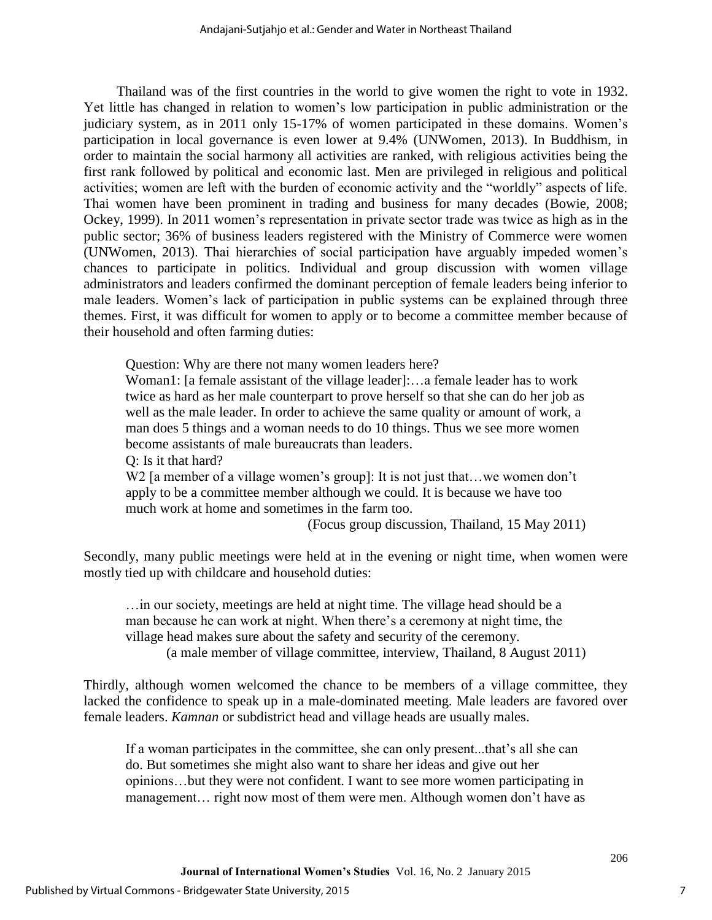Thailand was of the first countries in the world to give women the right to vote in 1932. Yet little has changed in relation to women's low participation in public administration or the judiciary system, as in 2011 only 15-17% of women participated in these domains. Women's participation in local governance is even lower at 9.4% (UNWomen, 2013). In Buddhism, in order to maintain the social harmony all activities are ranked, with religious activities being the first rank followed by political and economic last. Men are privileged in religious and political activities; women are left with the burden of economic activity and the "worldly" aspects of life. Thai women have been prominent in trading and business for many decades (Bowie, 2008; Ockey, 1999). In 2011 women's representation in private sector trade was twice as high as in the public sector; 36% of business leaders registered with the Ministry of Commerce were women (UNWomen, 2013). Thai hierarchies of social participation have arguably impeded women's chances to participate in politics. Individual and group discussion with women village administrators and leaders confirmed the dominant perception of female leaders being inferior to male leaders. Women's lack of participation in public systems can be explained through three themes. First, it was difficult for women to apply or to become a committee member because of their household and often farming duties:

> Question: Why are there not many women leaders here?
> Woman1: [a female assistant of the village leader]:…a female leader has to work twice as hard as her male counterpart to prove herself so that she can do her job as well as the male leader. In order to achieve the same quality or amount of work, a man does 5 things and a woman needs to do 10 things. Thus we see more women become assistants of male bureaucrats than leaders.
> Q: Is it that hard?
> W2 [a member of a village women's group]: It is not just that…we women don't apply to be a committee member although we could. It is because we have too much work at home and sometimes in the farm too.
> (Focus group discussion, Thailand, 15 May 2011)

Secondly, many public meetings were held at in the evening or night time, when women were mostly tied up with childcare and household duties:

> …in our society, meetings are held at night time. The village head should be a man because he can work at night. When there's a ceremony at night time, the village head makes sure about the safety and security of the ceremony.
> (a male member of village committee, interview, Thailand, 8 August 2011)

Thirdly, although women welcomed the chance to be members of a village committee, they lacked the confidence to speak up in a male-dominated meeting. Male leaders are favored over female leaders. *Kamnan* or subdistrict head and village heads are usually males.

> If a woman participates in the committee, she can only present...that's all she can do. But sometimes she might also want to share her ideas and give out her opinions…but they were not confident. I want to see more women participating in management… right now most of them were men. Although women don't have as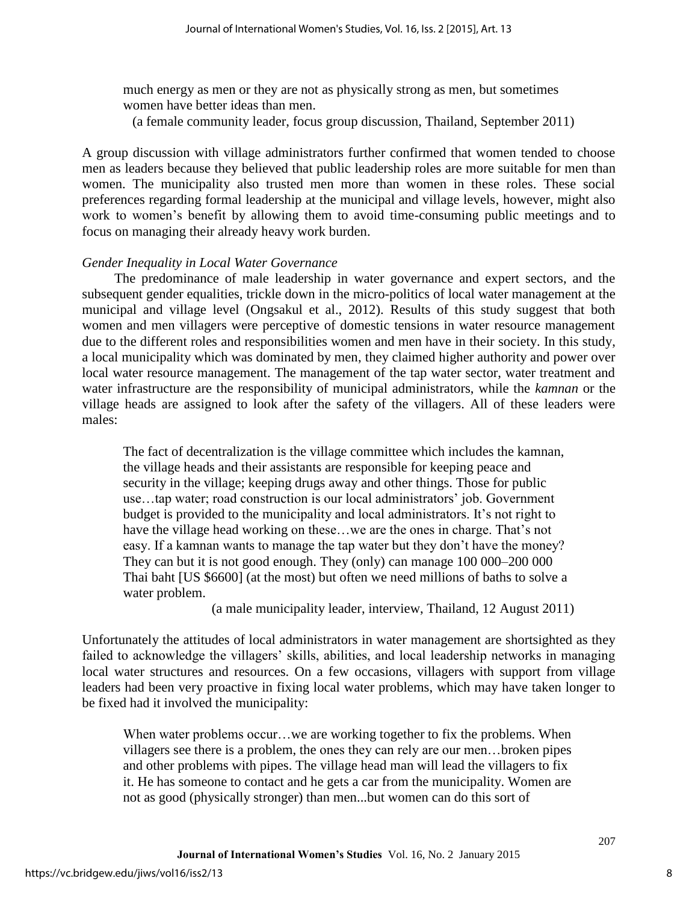> much energy as men or they are not as physically strong as men, but sometimes women have better ideas than men.
>
> (a female community leader, focus group discussion, Thailand, September 2011)

A group discussion with village administrators further confirmed that women tended to choose men as leaders because they believed that public leadership roles are more suitable for men than women. The municipality also trusted men more than women in these roles. These social preferences regarding formal leadership at the municipal and village levels, however, might also work to women's benefit by allowing them to avoid time-consuming public meetings and to focus on managing their already heavy work burden.

*Gender Inequality in Local Water Governance*

The predominance of male leadership in water governance and expert sectors, and the subsequent gender equalities, trickle down in the micro-politics of local water management at the municipal and village level (Ongsakul et al., 2012). Results of this study suggest that both women and men villagers were perceptive of domestic tensions in water resource management due to the different roles and responsibilities women and men have in their society. In this study, a local municipality which was dominated by men, they claimed higher authority and power over local water resource management. The management of the tap water sector, water treatment and water infrastructure are the responsibility of municipal administrators, while the *kamnan* or the village heads are assigned to look after the safety of the villagers. All of these leaders were males:

> The fact of decentralization is the village committee which includes the kamnan, the village heads and their assistants are responsible for keeping peace and security in the village; keeping drugs away and other things. Those for public use…tap water; road construction is our local administrators' job. Government budget is provided to the municipality and local administrators. It's not right to have the village head working on these…we are the ones in charge. That's not easy. If a kamnan wants to manage the tap water but they don't have the money? They can but it is not good enough. They (only) can manage 100 000–200 000 Thai baht [US $6600] (at the most) but often we need millions of baths to solve a water problem.
>
> (a male municipality leader, interview, Thailand, 12 August 2011)

Unfortunately the attitudes of local administrators in water management are shortsighted as they failed to acknowledge the villagers' skills, abilities, and local leadership networks in managing local water structures and resources. On a few occasions, villagers with support from village leaders had been very proactive in fixing local water problems, which may have taken longer to be fixed had it involved the municipality:

> When water problems occur…we are working together to fix the problems. When villagers see there is a problem, the ones they can rely are our men…broken pipes and other problems with pipes. The village head man will lead the villagers to fix it. He has someone to contact and he gets a car from the municipality. Women are not as good (physically stronger) than men...but women can do this sort of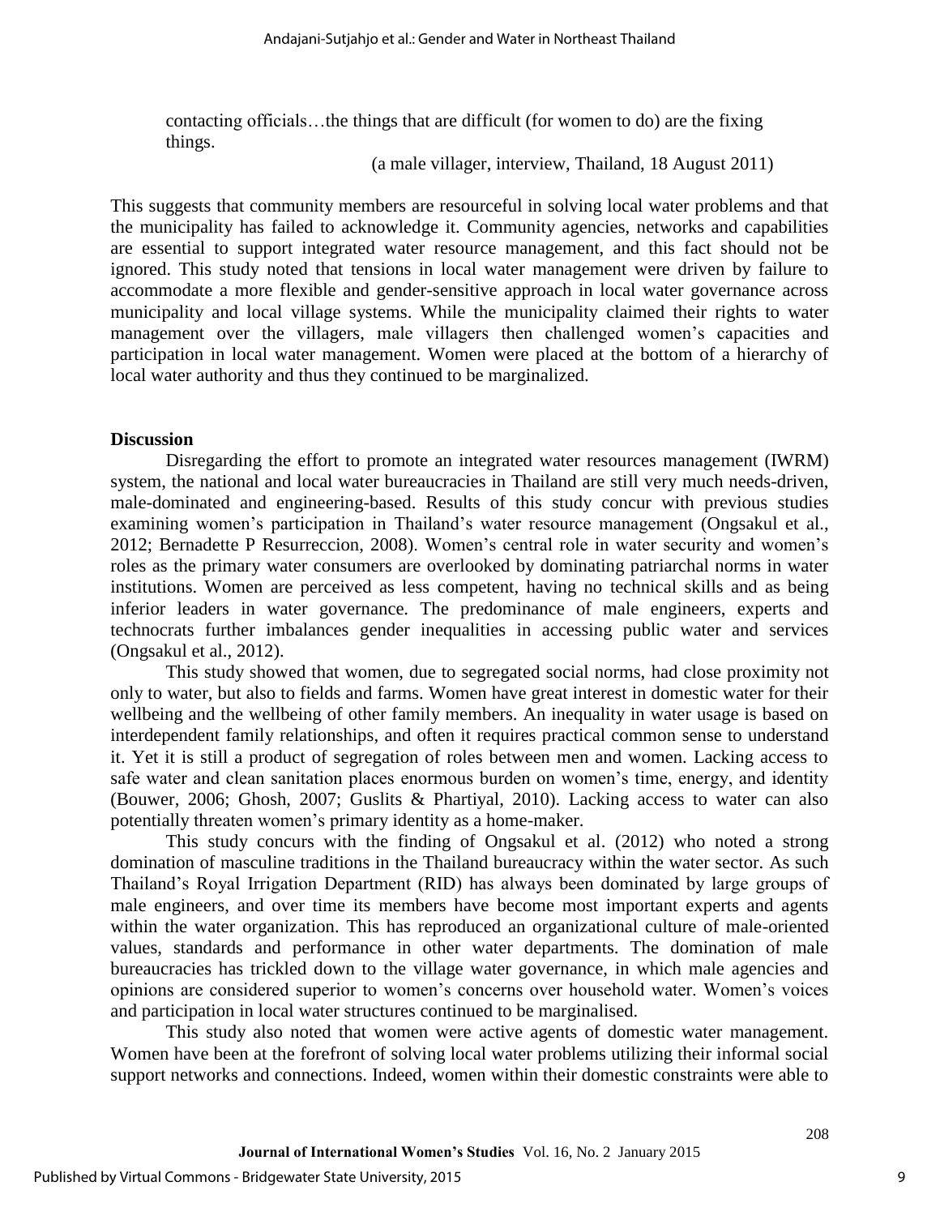> contacting officials…the things that are difficult (for women to do) are the fixing things.
>
> (a male villager, interview, Thailand, 18 August 2011)

This suggests that community members are resourceful in solving local water problems and that the municipality has failed to acknowledge it. Community agencies, networks and capabilities are essential to support integrated water resource management, and this fact should not be ignored. This study noted that tensions in local water management were driven by failure to accommodate a more flexible and gender-sensitive approach in local water governance across municipality and local village systems. While the municipality claimed their rights to water management over the villagers, male villagers then challenged women's capacities and participation in local water management. Women were placed at the bottom of a hierarchy of local water authority and thus they continued to be marginalized.

## Discussion

Disregarding the effort to promote an integrated water resources management (IWRM) system, the national and local water bureaucracies in Thailand are still very much needs-driven, male-dominated and engineering-based. Results of this study concur with previous studies examining women's participation in Thailand's water resource management (Ongsakul et al., 2012; Bernadette P Resurreccion, 2008). Women's central role in water security and women's roles as the primary water consumers are overlooked by dominating patriarchal norms in water institutions. Women are perceived as less competent, having no technical skills and as being inferior leaders in water governance. The predominance of male engineers, experts and technocrats further imbalances gender inequalities in accessing public water and services (Ongsakul et al., 2012).

This study showed that women, due to segregated social norms, had close proximity not only to water, but also to fields and farms. Women have great interest in domestic water for their wellbeing and the wellbeing of other family members. An inequality in water usage is based on interdependent family relationships, and often it requires practical common sense to understand it. Yet it is still a product of segregation of roles between men and women. Lacking access to safe water and clean sanitation places enormous burden on women's time, energy, and identity (Bouwer, 2006; Ghosh, 2007; Guslits & Phartiyal, 2010). Lacking access to water can also potentially threaten women's primary identity as a home-maker.

This study concurs with the finding of Ongsakul et al. (2012) who noted a strong domination of masculine traditions in the Thailand bureaucracy within the water sector. As such Thailand's Royal Irrigation Department (RID) has always been dominated by large groups of male engineers, and over time its members have become most important experts and agents within the water organization. This has reproduced an organizational culture of male-oriented values, standards and performance in other water departments. The domination of male bureaucracies has trickled down to the village water governance, in which male agencies and opinions are considered superior to women's concerns over household water. Women's voices and participation in local water structures continued to be marginalised.

This study also noted that women were active agents of domestic water management. Women have been at the forefront of solving local water problems utilizing their informal social support networks and connections. Indeed, women within their domestic constraints were able to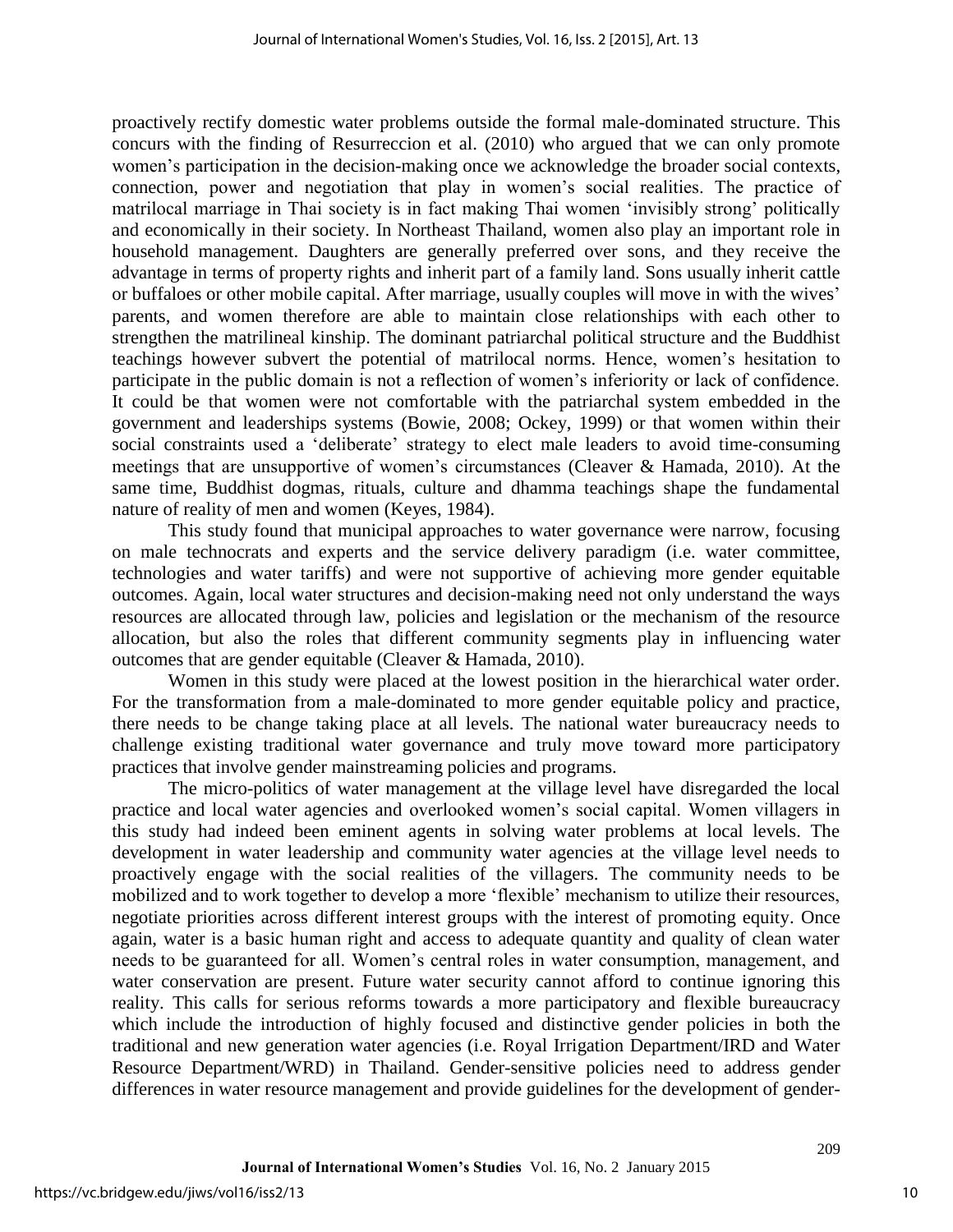proactively rectify domestic water problems outside the formal male-dominated structure. This concurs with the finding of Resurreccion et al. (2010) who argued that we can only promote women's participation in the decision-making once we acknowledge the broader social contexts, connection, power and negotiation that play in women's social realities. The practice of matrilocal marriage in Thai society is in fact making Thai women 'invisibly strong' politically and economically in their society. In Northeast Thailand, women also play an important role in household management. Daughters are generally preferred over sons, and they receive the advantage in terms of property rights and inherit part of a family land. Sons usually inherit cattle or buffaloes or other mobile capital. After marriage, usually couples will move in with the wives' parents, and women therefore are able to maintain close relationships with each other to strengthen the matrilineal kinship. The dominant patriarchal political structure and the Buddhist teachings however subvert the potential of matrilocal norms. Hence, women's hesitation to participate in the public domain is not a reflection of women's inferiority or lack of confidence. It could be that women were not comfortable with the patriarchal system embedded in the government and leaderships systems (Bowie, 2008; Ockey, 1999) or that women within their social constraints used a 'deliberate' strategy to elect male leaders to avoid time-consuming meetings that are unsupportive of women's circumstances (Cleaver & Hamada, 2010). At the same time, Buddhist dogmas, rituals, culture and dhamma teachings shape the fundamental nature of reality of men and women (Keyes, 1984).

This study found that municipal approaches to water governance were narrow, focusing on male technocrats and experts and the service delivery paradigm (i.e. water committee, technologies and water tariffs) and were not supportive of achieving more gender equitable outcomes. Again, local water structures and decision-making need not only understand the ways resources are allocated through law, policies and legislation or the mechanism of the resource allocation, but also the roles that different community segments play in influencing water outcomes that are gender equitable (Cleaver & Hamada, 2010).

Women in this study were placed at the lowest position in the hierarchical water order. For the transformation from a male-dominated to more gender equitable policy and practice, there needs to be change taking place at all levels. The national water bureaucracy needs to challenge existing traditional water governance and truly move toward more participatory practices that involve gender mainstreaming policies and programs.

The micro-politics of water management at the village level have disregarded the local practice and local water agencies and overlooked women's social capital. Women villagers in this study had indeed been eminent agents in solving water problems at local levels. The development in water leadership and community water agencies at the village level needs to proactively engage with the social realities of the villagers. The community needs to be mobilized and to work together to develop a more 'flexible' mechanism to utilize their resources, negotiate priorities across different interest groups with the interest of promoting equity. Once again, water is a basic human right and access to adequate quantity and quality of clean water needs to be guaranteed for all. Women's central roles in water consumption, management, and water conservation are present. Future water security cannot afford to continue ignoring this reality. This calls for serious reforms towards a more participatory and flexible bureaucracy which include the introduction of highly focused and distinctive gender policies in both the traditional and new generation water agencies (i.e. Royal Irrigation Department/IRD and Water Resource Department/WRD) in Thailand. Gender-sensitive policies need to address gender differences in water resource management and provide guidelines for the development of gender-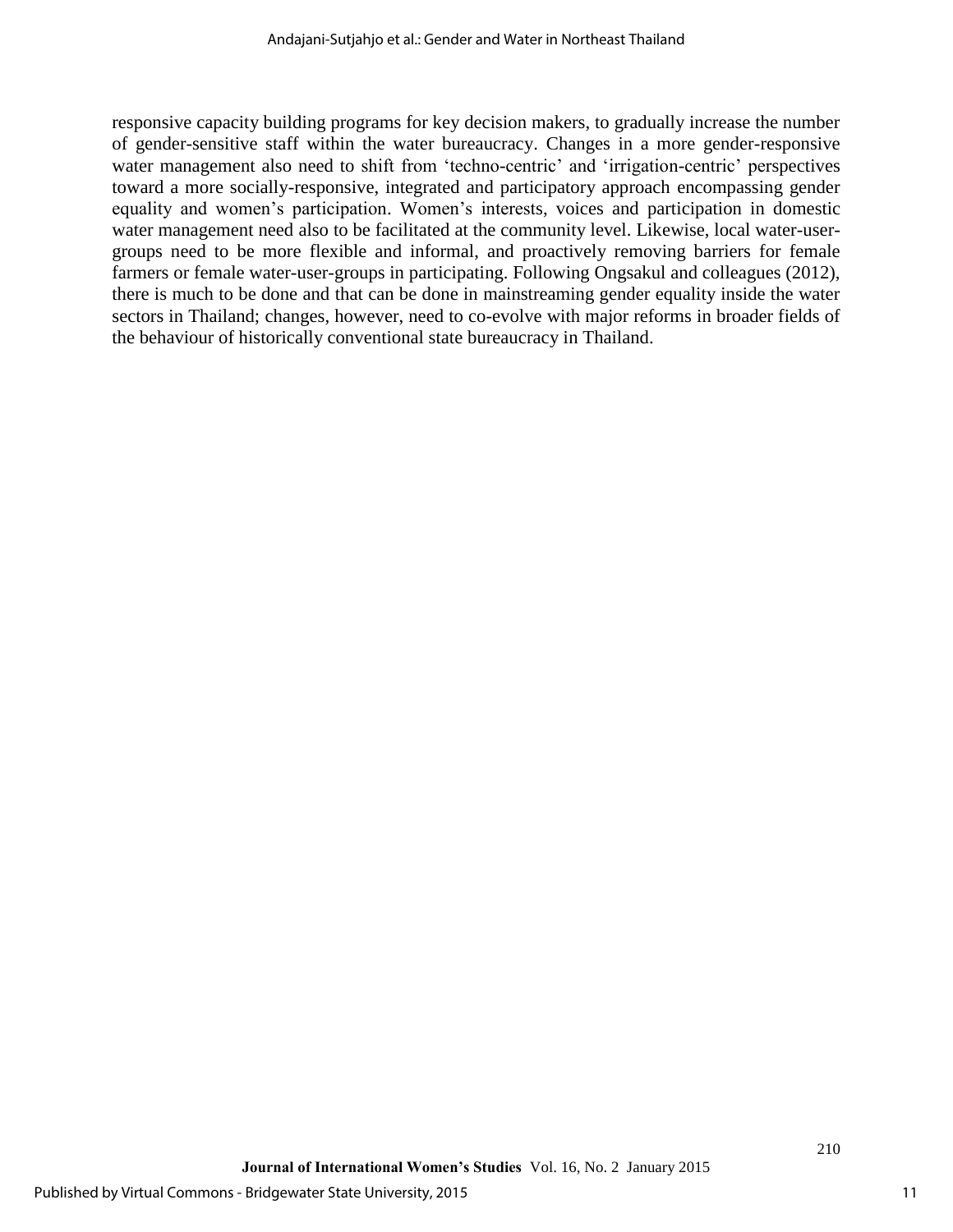responsive capacity building programs for key decision makers, to gradually increase the number of gender-sensitive staff within the water bureaucracy. Changes in a more gender-responsive water management also need to shift from 'techno-centric' and 'irrigation-centric' perspectives toward a more socially-responsive, integrated and participatory approach encompassing gender equality and women's participation. Women's interests, voices and participation in domestic water management need also to be facilitated at the community level. Likewise, local water-user-groups need to be more flexible and informal, and proactively removing barriers for female farmers or female water-user-groups in participating. Following Ongsakul and colleagues (2012), there is much to be done and that can be done in mainstreaming gender equality inside the water sectors in Thailand; changes, however, need to co-evolve with major reforms in broader fields of the behaviour of historically conventional state bureaucracy in Thailand.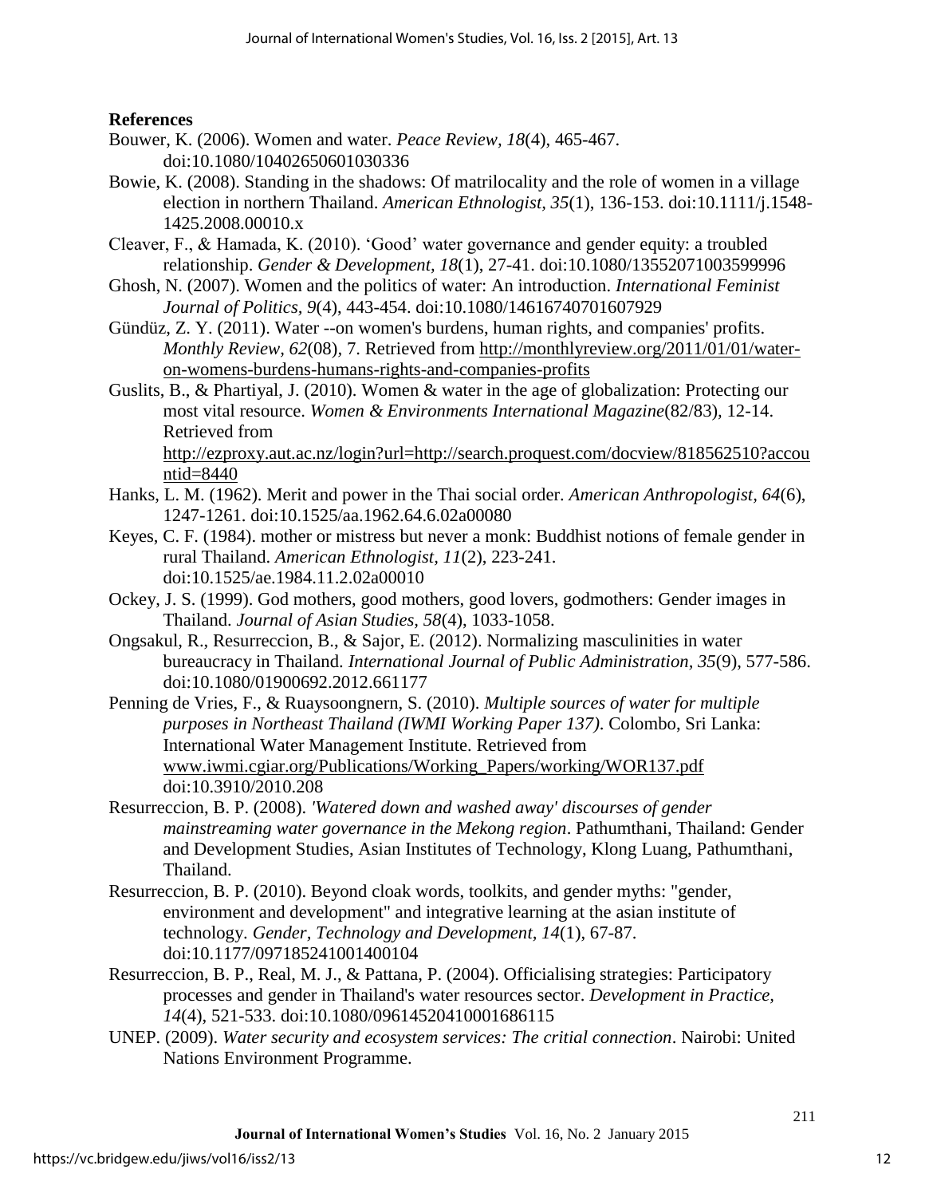**References**

Bouwer, K. (2006). Women and water. *Peace Review, 18*(4), 465-467. doi:10.1080/10402650601030336

Bowie, K. (2008). Standing in the shadows: Of matrilocality and the role of women in a village election in northern Thailand. *American Ethnologist, 35*(1), 136-153. doi:10.1111/j.1548-1425.2008.00010.x

Cleaver, F., & Hamada, K. (2010). 'Good' water governance and gender equity: a troubled relationship. *Gender & Development, 18*(1), 27-41. doi:10.1080/13552071003599996

Ghosh, N. (2007). Women and the politics of water: An introduction. *International Feminist Journal of Politics, 9*(4), 443-454. doi:10.1080/14616740701607929

Gündüz, Z. Y. (2011). Water --on women's burdens, human rights, and companies' profits. *Monthly Review, 62*(08), 7. Retrieved from http://monthlyreview.org/2011/01/01/water-on-womens-burdens-humans-rights-and-companies-profits

Guslits, B., & Phartiyal, J. (2010). Women & water in the age of globalization: Protecting our most vital resource. *Women & Environments International Magazine*(82/83), 12-14. Retrieved from http://ezproxy.aut.ac.nz/login?url=http://search.proquest.com/docview/818562510?accountid=8440

Hanks, L. M. (1962). Merit and power in the Thai social order. *American Anthropologist, 64*(6), 1247-1261. doi:10.1525/aa.1962.64.6.02a00080

Keyes, C. F. (1984). mother or mistress but never a monk: Buddhist notions of female gender in rural Thailand. *American Ethnologist, 11*(2), 223-241. doi:10.1525/ae.1984.11.2.02a00010

Ockey, J. S. (1999). God mothers, good mothers, good lovers, godmothers: Gender images in Thailand. *Journal of Asian Studies, 58*(4), 1033-1058.

Ongsakul, R., Resurreccion, B., & Sajor, E. (2012). Normalizing masculinities in water bureaucracy in Thailand. *International Journal of Public Administration, 35*(9), 577-586. doi:10.1080/01900692.2012.661177

Penning de Vries, F., & Ruaysoongnern, S. (2010). *Multiple sources of water for multiple purposes in Northeast Thailand (IWMI Working Paper 137)*. Colombo, Sri Lanka: International Water Management Institute. Retrieved from www.iwmi.cgiar.org/Publications/Working_Papers/working/WOR137.pdf doi:10.3910/2010.208

Resurreccion, B. P. (2008). *'Watered down and washed away' discourses of gender mainstreaming water governance in the Mekong region*. Pathumthani, Thailand: Gender and Development Studies, Asian Institutes of Technology, Klong Luang, Pathumthani, Thailand.

Resurreccion, B. P. (2010). Beyond cloak words, toolkits, and gender myths: "gender, environment and development" and integrative learning at the asian institute of technology. *Gender, Technology and Development, 14*(1), 67-87. doi:10.1177/097185241001400104

Resurreccion, B. P., Real, M. J., & Pattana, P. (2004). Officialising strategies: Participatory processes and gender in Thailand's water resources sector. *Development in Practice, 14*(4), 521-533. doi:10.1080/09614520410001686115

UNEP. (2009). *Water security and ecosystem services: The critial connection*. Nairobi: United Nations Environment Programme.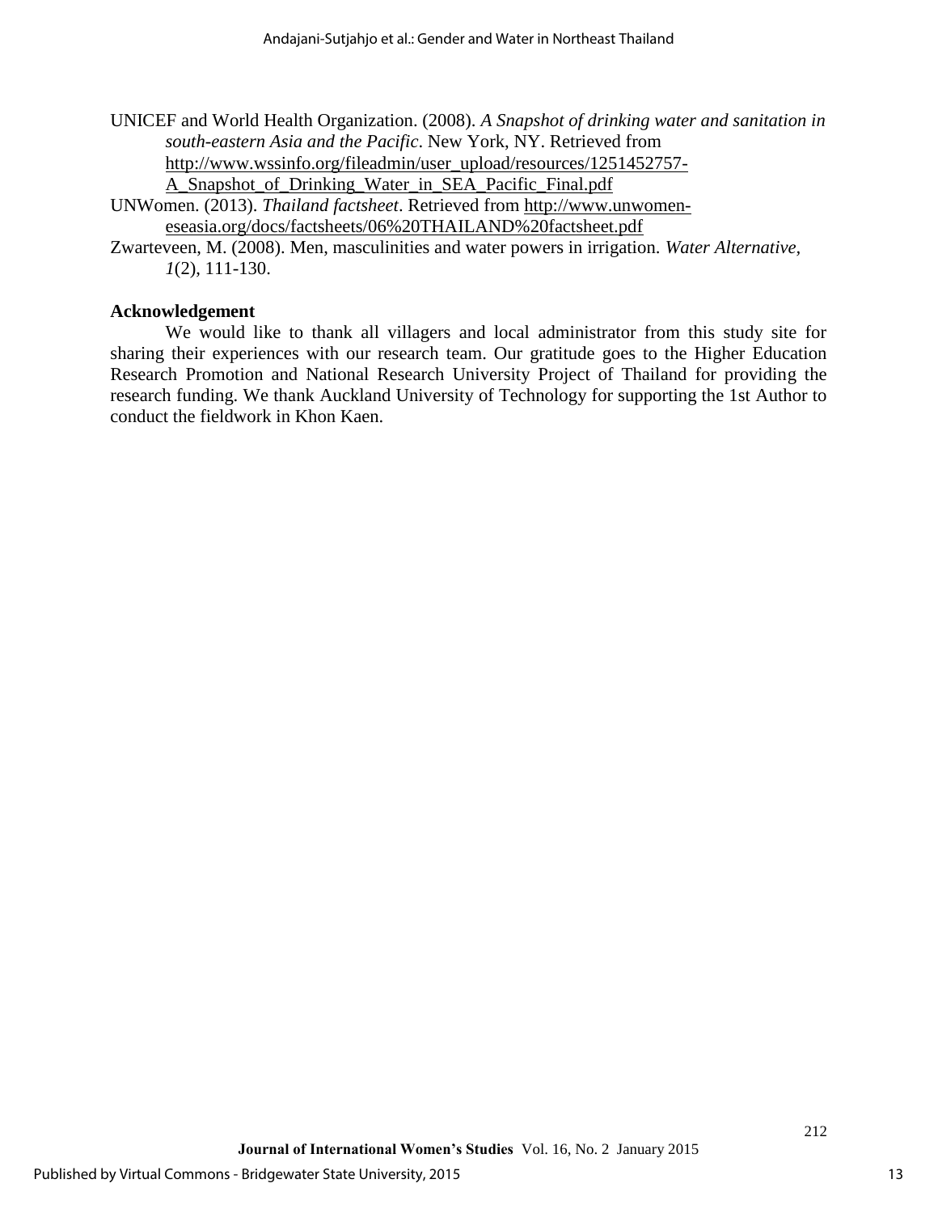UNICEF and World Health Organization. (2008). *A Snapshot of drinking water and sanitation in south-eastern Asia and the Pacific*. New York, NY. Retrieved from http://www.wssinfo.org/fileadmin/user_upload/resources/1251452757-A_Snapshot_of_Drinking_Water_in_SEA_Pacific_Final.pdf

UNWomen. (2013). *Thailand factsheet*. Retrieved from http://www.unwomen-eseasia.org/docs/factsheets/06%20THAILAND%20factsheet.pdf

Zwarteveen, M. (2008). Men, masculinities and water powers in irrigation. *Water Alternative, 1*(2), 111-130.

**Acknowledgement**

We would like to thank all villagers and local administrator from this study site for sharing their experiences with our research team. Our gratitude goes to the Higher Education Research Promotion and National Research University Project of Thailand for providing the research funding. We thank Auckland University of Technology for supporting the 1st Author to conduct the fieldwork in Khon Kaen.